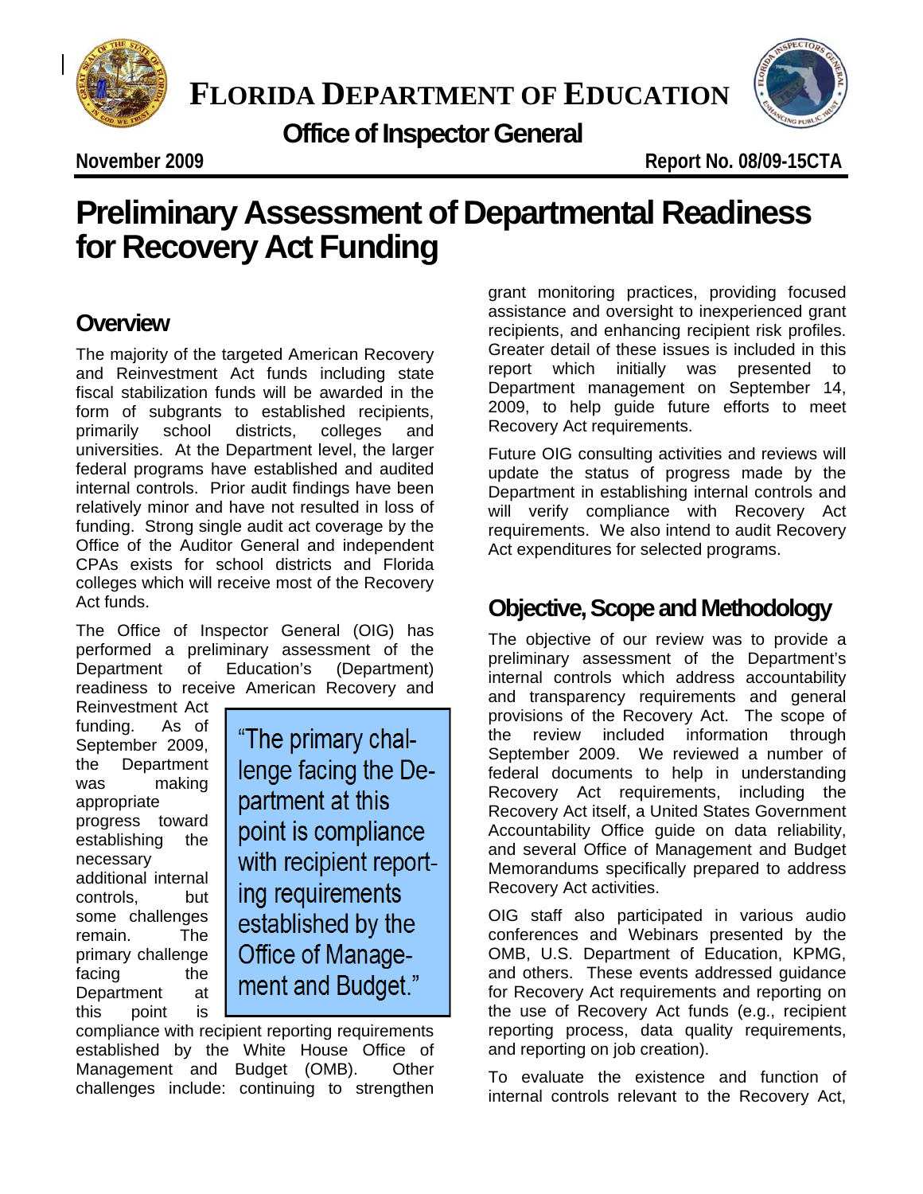# FLORIDA DEPARTMENT OF EDUCATION

## Office of Inspector General

**November 2009** **Report No. 08/09-15CTA**

# Preliminary Assessment of Departmental Readiness for Recovery Act Funding

## Overview

The majority of the targeted American Recovery and Reinvestment Act funds including state fiscal stabilization funds will be awarded in the form of subgrants to established recipients, primarily school districts, colleges and universities. At the Department level, the larger federal programs have established and audited internal controls. Prior audit findings have been relatively minor and have not resulted in loss of funding. Strong single audit act coverage by the Office of the Auditor General and independent CPAs exists for school districts and Florida colleges which will receive most of the Recovery Act funds.

The Office of Inspector General (OIG) has performed a preliminary assessment of the Department of Education's (Department) readiness to receive American Recovery and Reinvestment Act funding. As of September 2009, the Department was making appropriate progress toward establishing the necessary additional internal controls, but some challenges remain. The primary challenge facing the Department at this point is compliance with recipient reporting requirements established by the White House Office of Management and Budget (OMB). Other challenges include: continuing to strengthen grant monitoring practices, providing focused assistance and oversight to inexperienced grant recipients, and enhancing recipient risk profiles. Greater detail of these issues is included in this report which initially was presented to Department management on September 14, 2009, to help guide future efforts to meet Recovery Act requirements.

> "The primary challenge facing the Department at this point is compliance with recipient reporting requirements established by the Office of Management and Budget."

Future OIG consulting activities and reviews will update the status of progress made by the Department in establishing internal controls and will verify compliance with Recovery Act requirements. We also intend to audit Recovery Act expenditures for selected programs.

## Objective, Scope and Methodology

The objective of our review was to provide a preliminary assessment of the Department's internal controls which address accountability and transparency requirements and general provisions of the Recovery Act. The scope of the review included information through September 2009. We reviewed a number of federal documents to help in understanding Recovery Act requirements, including the Recovery Act itself, a United States Government Accountability Office guide on data reliability, and several Office of Management and Budget Memorandums specifically prepared to address Recovery Act activities.

OIG staff also participated in various audio conferences and Webinars presented by the OMB, U.S. Department of Education, KPMG, and others. These events addressed guidance for Recovery Act requirements and reporting on the use of Recovery Act funds (e.g., recipient reporting process, data quality requirements, and reporting on job creation).

To evaluate the existence and function of internal controls relevant to the Recovery Act,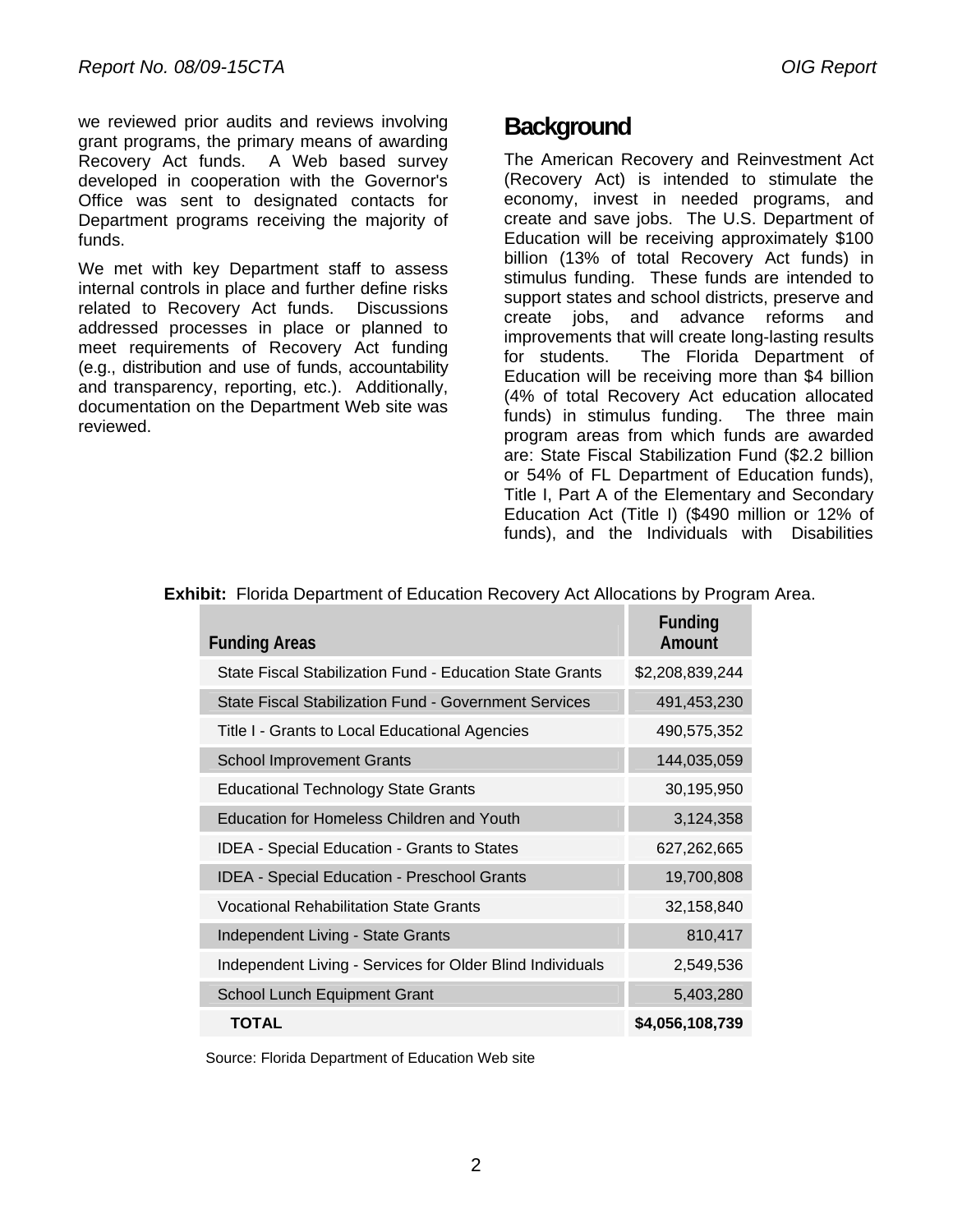we reviewed prior audits and reviews involving grant programs, the primary means of awarding Recovery Act funds. A Web based survey developed in cooperation with the Governor's Office was sent to designated contacts for Department programs receiving the majority of funds.

We met with key Department staff to assess internal controls in place and further define risks related to Recovery Act funds. Discussions addressed processes in place or planned to meet requirements of Recovery Act funding (e.g., distribution and use of funds, accountability and transparency, reporting, etc.). Additionally, documentation on the Department Web site was reviewed.

## Background

The American Recovery and Reinvestment Act (Recovery Act) is intended to stimulate the economy, invest in needed programs, and create and save jobs. The U.S. Department of Education will be receiving approximately $100 billion (13% of total Recovery Act funds) in stimulus funding. These funds are intended to support states and school districts, preserve and create jobs, and advance reforms and improvements that will create long-lasting results for students. The Florida Department of Education will be receiving more than $4 billion (4% of total Recovery Act education allocated funds) in stimulus funding. The three main program areas from which funds are awarded are: State Fiscal Stabilization Fund ($2.2 billion or 54% of FL Department of Education funds), Title I, Part A of the Elementary and Secondary Education Act (Title I) ($490 million or 12% of funds), and the Individuals with Disabilities

**Exhibit:** Florida Department of Education Recovery Act Allocations by Program Area.

| Funding Areas | Funding Amount |
|---|---|
| State Fiscal Stabilization Fund - Education State Grants | $2,208,839,244 |
| State Fiscal Stabilization Fund - Government Services | 491,453,230 |
| Title I - Grants to Local Educational Agencies | 490,575,352 |
| School Improvement Grants | 144,035,059 |
| Educational Technology State Grants | 30,195,950 |
| Education for Homeless Children and Youth | 3,124,358 |
| IDEA - Special Education - Grants to States | 627,262,665 |
| IDEA - Special Education - Preschool Grants | 19,700,808 |
| Vocational Rehabilitation State Grants | 32,158,840 |
| Independent Living - State Grants | 810,417 |
| Independent Living - Services for Older Blind Individuals | 2,549,536 |
| School Lunch Equipment Grant | 5,403,280 |
| **TOTAL** | **$4,056,108,739** |

Source: Florida Department of Education Web site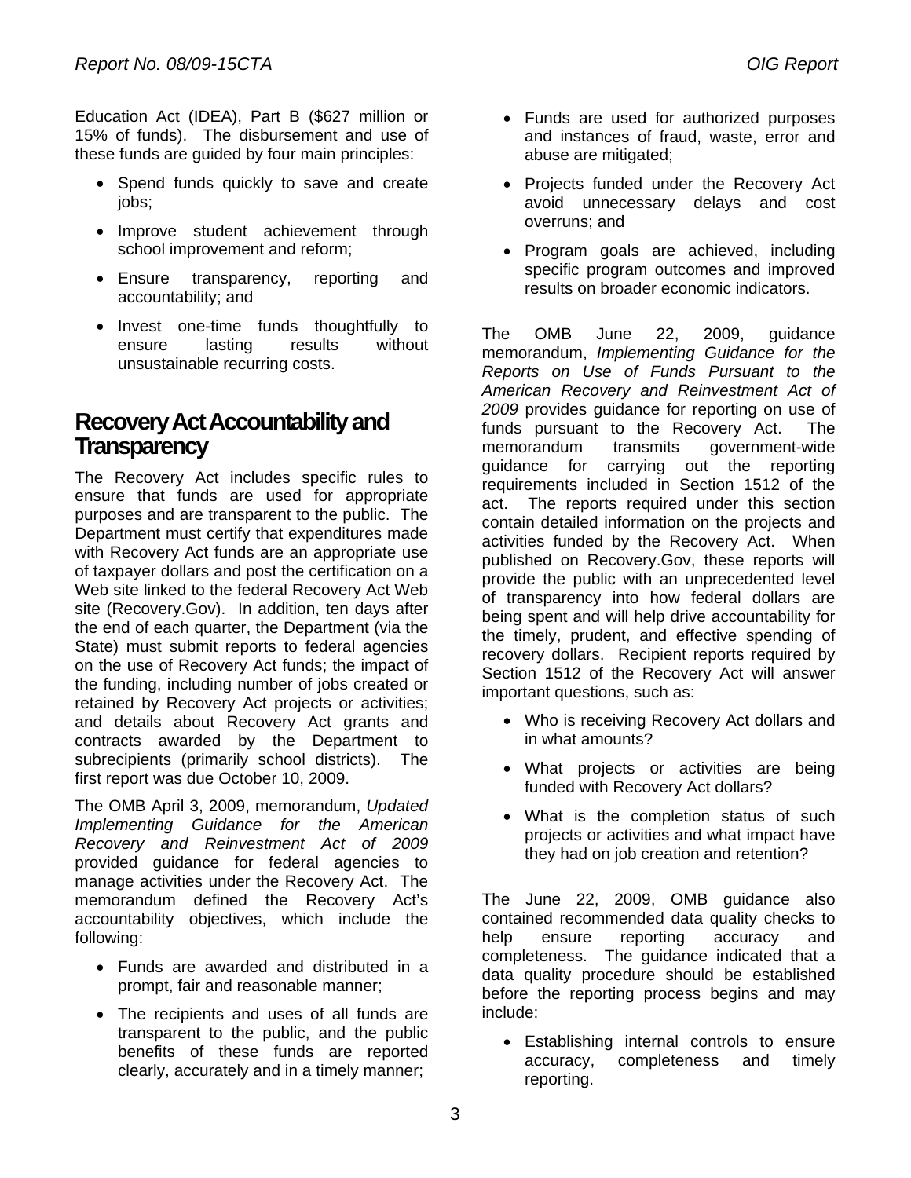Education Act (IDEA), Part B ($627 million or 15% of funds). The disbursement and use of these funds are guided by four main principles:

- Spend funds quickly to save and create jobs;
- Improve student achievement through school improvement and reform;
- Ensure transparency, reporting and accountability; and
- Invest one-time funds thoughtfully to ensure lasting results without unsustainable recurring costs.

## Recovery Act Accountability and Transparency

The Recovery Act includes specific rules to ensure that funds are used for appropriate purposes and are transparent to the public. The Department must certify that expenditures made with Recovery Act funds are an appropriate use of taxpayer dollars and post the certification on a Web site linked to the federal Recovery Act Web site (Recovery.Gov). In addition, ten days after the end of each quarter, the Department (via the State) must submit reports to federal agencies on the use of Recovery Act funds; the impact of the funding, including number of jobs created or retained by Recovery Act projects or activities; and details about Recovery Act grants and contracts awarded by the Department to subrecipients (primarily school districts). The first report was due October 10, 2009.

The OMB April 3, 2009, memorandum, *Updated Implementing Guidance for the American Recovery and Reinvestment Act of 2009* provided guidance for federal agencies to manage activities under the Recovery Act. The memorandum defined the Recovery Act's accountability objectives, which include the following:

- Funds are awarded and distributed in a prompt, fair and reasonable manner;
- The recipients and uses of all funds are transparent to the public, and the public benefits of these funds are reported clearly, accurately and in a timely manner;
- Funds are used for authorized purposes and instances of fraud, waste, error and abuse are mitigated;
- Projects funded under the Recovery Act avoid unnecessary delays and cost overruns; and
- Program goals are achieved, including specific program outcomes and improved results on broader economic indicators.

The OMB June 22, 2009, guidance memorandum, *Implementing Guidance for the Reports on Use of Funds Pursuant to the American Recovery and Reinvestment Act of 2009* provides guidance for reporting on use of funds pursuant to the Recovery Act. The memorandum transmits government-wide guidance for carrying out the reporting requirements included in Section 1512 of the act. The reports required under this section contain detailed information on the projects and activities funded by the Recovery Act. When published on Recovery.Gov, these reports will provide the public with an unprecedented level of transparency into how federal dollars are being spent and will help drive accountability for the timely, prudent, and effective spending of recovery dollars. Recipient reports required by Section 1512 of the Recovery Act will answer important questions, such as:

- Who is receiving Recovery Act dollars and in what amounts?
- What projects or activities are being funded with Recovery Act dollars?
- What is the completion status of such projects or activities and what impact have they had on job creation and retention?

The June 22, 2009, OMB guidance also contained recommended data quality checks to help ensure reporting accuracy and completeness. The guidance indicated that a data quality procedure should be established before the reporting process begins and may include:

- Establishing internal controls to ensure accuracy, completeness and timely reporting.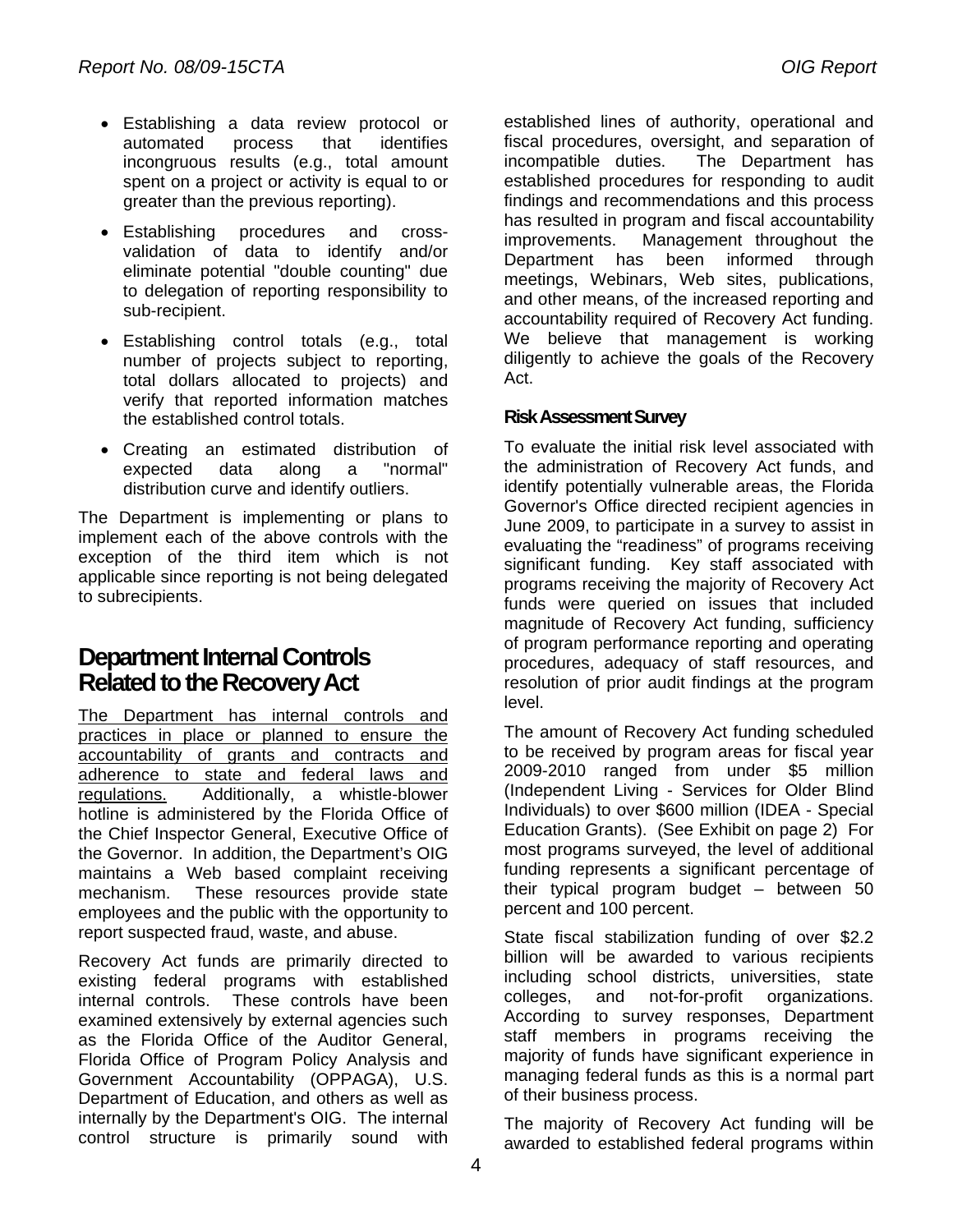- Establishing a data review protocol or automated process that identifies incongruous results (e.g., total amount spent on a project or activity is equal to or greater than the previous reporting).

- Establishing procedures and cross-validation of data to identify and/or eliminate potential "double counting" due to delegation of reporting responsibility to sub-recipient.

- Establishing control totals (e.g., total number of projects subject to reporting, total dollars allocated to projects) and verify that reported information matches the established control totals.

- Creating an estimated distribution of expected data along a "normal" distribution curve and identify outliers.

The Department is implementing or plans to implement each of the above controls with the exception of the third item which is not applicable since reporting is not being delegated to subrecipients.

# Department Internal Controls Related to the Recovery Act

<u>The Department has internal controls and practices in place or planned to ensure the accountability of grants and contracts and adherence to state and federal laws and regulations.</u> Additionally, a whistle-blower hotline is administered by the Florida Office of the Chief Inspector General, Executive Office of the Governor. In addition, the Department's OIG maintains a Web based complaint receiving mechanism. These resources provide state employees and the public with the opportunity to report suspected fraud, waste, and abuse.

Recovery Act funds are primarily directed to existing federal programs with established internal controls. These controls have been examined extensively by external agencies such as the Florida Office of the Auditor General, Florida Office of Program Policy Analysis and Government Accountability (OPPAGA), U.S. Department of Education, and others as well as internally by the Department's OIG. The internal control structure is primarily sound with established lines of authority, operational and fiscal procedures, oversight, and separation of incompatible duties. The Department has established procedures for responding to audit findings and recommendations and this process has resulted in program and fiscal accountability improvements. Management throughout the Department has been informed through meetings, Webinars, Web sites, publications, and other means, of the increased reporting and accountability required of Recovery Act funding. We believe that management is working diligently to achieve the goals of the Recovery Act.

### Risk Assessment Survey

To evaluate the initial risk level associated with the administration of Recovery Act funds, and identify potentially vulnerable areas, the Florida Governor's Office directed recipient agencies in June 2009, to participate in a survey to assist in evaluating the "readiness" of programs receiving significant funding. Key staff associated with programs receiving the majority of Recovery Act funds were queried on issues that included magnitude of Recovery Act funding, sufficiency of program performance reporting and operating procedures, adequacy of staff resources, and resolution of prior audit findings at the program level.

The amount of Recovery Act funding scheduled to be received by program areas for fiscal year 2009-2010 ranged from under $5 million (Independent Living - Services for Older Blind Individuals) to over $600 million (IDEA - Special Education Grants). (See Exhibit on page 2) For most programs surveyed, the level of additional funding represents a significant percentage of their typical program budget – between 50 percent and 100 percent.

State fiscal stabilization funding of over $2.2 billion will be awarded to various recipients including school districts, universities, state colleges, and not-for-profit organizations. According to survey responses, Department staff members in programs receiving the majority of funds have significant experience in managing federal funds as this is a normal part of their business process.

The majority of Recovery Act funding will be awarded to established federal programs within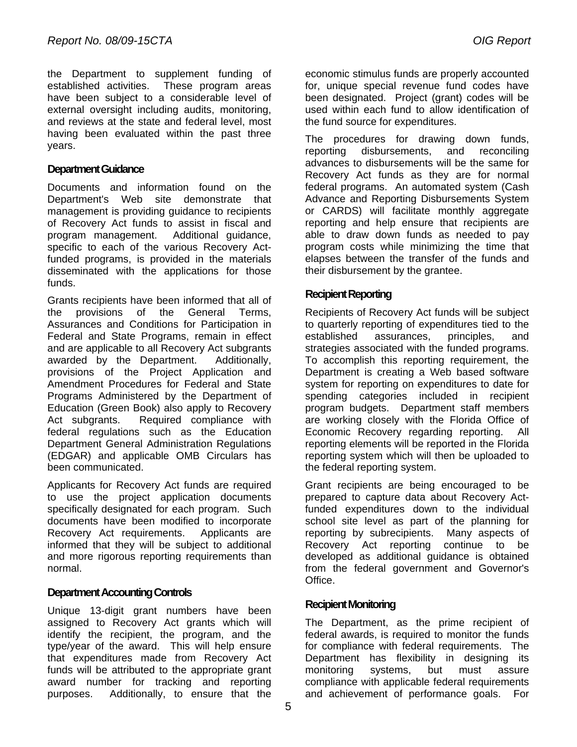the Department to supplement funding of established activities. These program areas have been subject to a considerable level of external oversight including audits, monitoring, and reviews at the state and federal level, most having been evaluated within the past three years.

### Department Guidance

Documents and information found on the Department's Web site demonstrate that management is providing guidance to recipients of Recovery Act funds to assist in fiscal and program management. Additional guidance, specific to each of the various Recovery Act-funded programs, is provided in the materials disseminated with the applications for those funds.

Grants recipients have been informed that all of the provisions of the General Terms, Assurances and Conditions for Participation in Federal and State Programs, remain in effect and are applicable to all Recovery Act subgrants awarded by the Department. Additionally, provisions of the Project Application and Amendment Procedures for Federal and State Programs Administered by the Department of Education (Green Book) also apply to Recovery Act subgrants. Required compliance with federal regulations such as the Education Department General Administration Regulations (EDGAR) and applicable OMB Circulars has been communicated.

Applicants for Recovery Act funds are required to use the project application documents specifically designated for each program. Such documents have been modified to incorporate Recovery Act requirements. Applicants are informed that they will be subject to additional and more rigorous reporting requirements than normal.

### Department Accounting Controls

Unique 13-digit grant numbers have been assigned to Recovery Act grants which will identify the recipient, the program, and the type/year of the award. This will help ensure that expenditures made from Recovery Act funds will be attributed to the appropriate grant award number for tracking and reporting purposes. Additionally, to ensure that the economic stimulus funds are properly accounted for, unique special revenue fund codes have been designated. Project (grant) codes will be used within each fund to allow identification of the fund source for expenditures.

The procedures for drawing down funds, reporting disbursements, and reconciling advances to disbursements will be the same for Recovery Act funds as they are for normal federal programs. An automated system (Cash Advance and Reporting Disbursements System or CARDS) will facilitate monthly aggregate reporting and help ensure that recipients are able to draw down funds as needed to pay program costs while minimizing the time that elapses between the transfer of the funds and their disbursement by the grantee.

### Recipient Reporting

Recipients of Recovery Act funds will be subject to quarterly reporting of expenditures tied to the established assurances, principles, and strategies associated with the funded programs. To accomplish this reporting requirement, the Department is creating a Web based software system for reporting on expenditures to date for spending categories included in recipient program budgets. Department staff members are working closely with the Florida Office of Economic Recovery regarding reporting. All reporting elements will be reported in the Florida reporting system which will then be uploaded to the federal reporting system.

Grant recipients are being encouraged to be prepared to capture data about Recovery Act-funded expenditures down to the individual school site level as part of the planning for reporting by subrecipients. Many aspects of Recovery Act reporting continue to be developed as additional guidance is obtained from the federal government and Governor's Office.

### Recipient Monitoring

The Department, as the prime recipient of federal awards, is required to monitor the funds for compliance with federal requirements. The Department has flexibility in designing its monitoring systems, but must assure compliance with applicable federal requirements and achievement of performance goals. For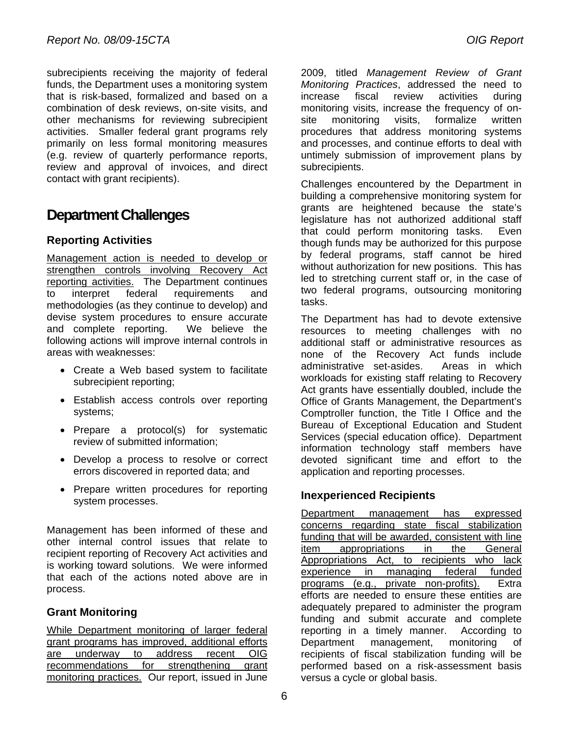subrecipients receiving the majority of federal funds, the Department uses a monitoring system that is risk-based, formalized and based on a combination of desk reviews, on-site visits, and other mechanisms for reviewing subrecipient activities. Smaller federal grant programs rely primarily on less formal monitoring measures (e.g. review of quarterly performance reports, review and approval of invoices, and direct contact with grant recipients).

## Department Challenges

### Reporting Activities

Management action is needed to develop or strengthen controls involving Recovery Act reporting activities. The Department continues to interpret federal requirements and methodologies (as they continue to develop) and devise system procedures to ensure accurate and complete reporting. We believe the following actions will improve internal controls in areas with weaknesses:

- Create a Web based system to facilitate subrecipient reporting;
- Establish access controls over reporting systems;
- Prepare a protocol(s) for systematic review of submitted information;
- Develop a process to resolve or correct errors discovered in reported data; and
- Prepare written procedures for reporting system processes.

Management has been informed of these and other internal control issues that relate to recipient reporting of Recovery Act activities and is working toward solutions. We were informed that each of the actions noted above are in process.

### Grant Monitoring

While Department monitoring of larger federal grant programs has improved, additional efforts are underway to address recent OIG recommendations for strengthening grant monitoring practices. Our report, issued in June 2009, titled *Management Review of Grant Monitoring Practices*, addressed the need to increase fiscal review activities during monitoring visits, increase the frequency of on-site monitoring visits, formalize written procedures that address monitoring systems and processes, and continue efforts to deal with untimely submission of improvement plans by subrecipients.

Challenges encountered by the Department in building a comprehensive monitoring system for grants are heightened because the state's legislature has not authorized additional staff that could perform monitoring tasks. Even though funds may be authorized for this purpose by federal programs, staff cannot be hired without authorization for new positions. This has led to stretching current staff or, in the case of two federal programs, outsourcing monitoring tasks.

The Department has had to devote extensive resources to meeting challenges with no additional staff or administrative resources as none of the Recovery Act funds include administrative set-asides. Areas in which workloads for existing staff relating to Recovery Act grants have essentially doubled, include the Office of Grants Management, the Department's Comptroller function, the Title I Office and the Bureau of Exceptional Education and Student Services (special education office). Department information technology staff members have devoted significant time and effort to the application and reporting processes.

### Inexperienced Recipients

Department management has expressed concerns regarding state fiscal stabilization funding that will be awarded, consistent with line item appropriations in the General Appropriations Act, to recipients who lack experience in managing federal funded programs (e.g., private non-profits). Extra efforts are needed to ensure these entities are adequately prepared to administer the program funding and submit accurate and complete reporting in a timely manner. According to Department management, monitoring of recipients of fiscal stabilization funding will be performed based on a risk-assessment basis versus a cycle or global basis.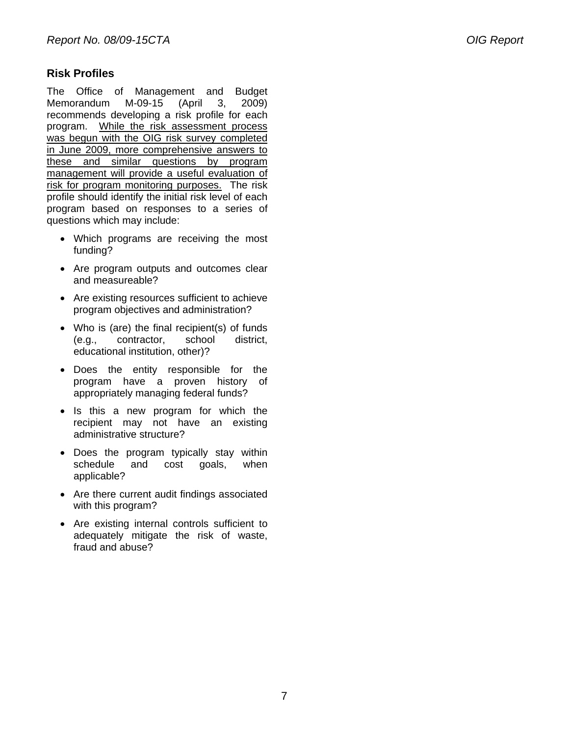## Risk Profiles

The Office of Management and Budget Memorandum M-09-15 (April 3, 2009) recommends developing a risk profile for each program. <u>While the risk assessment process was begun with the OIG risk survey completed in June 2009, more comprehensive answers to these and similar questions by program management will provide a useful evaluation of risk for program monitoring purposes.</u> The risk profile should identify the initial risk level of each program based on responses to a series of questions which may include:

- Which programs are receiving the most funding?
- Are program outputs and outcomes clear and measureable?
- Are existing resources sufficient to achieve program objectives and administration?
- Who is (are) the final recipient(s) of funds (e.g., contractor, school district, educational institution, other)?
- Does the entity responsible for the program have a proven history of appropriately managing federal funds?
- Is this a new program for which the recipient may not have an existing administrative structure?
- Does the program typically stay within schedule and cost goals, when applicable?
- Are there current audit findings associated with this program?
- Are existing internal controls sufficient to adequately mitigate the risk of waste, fraud and abuse?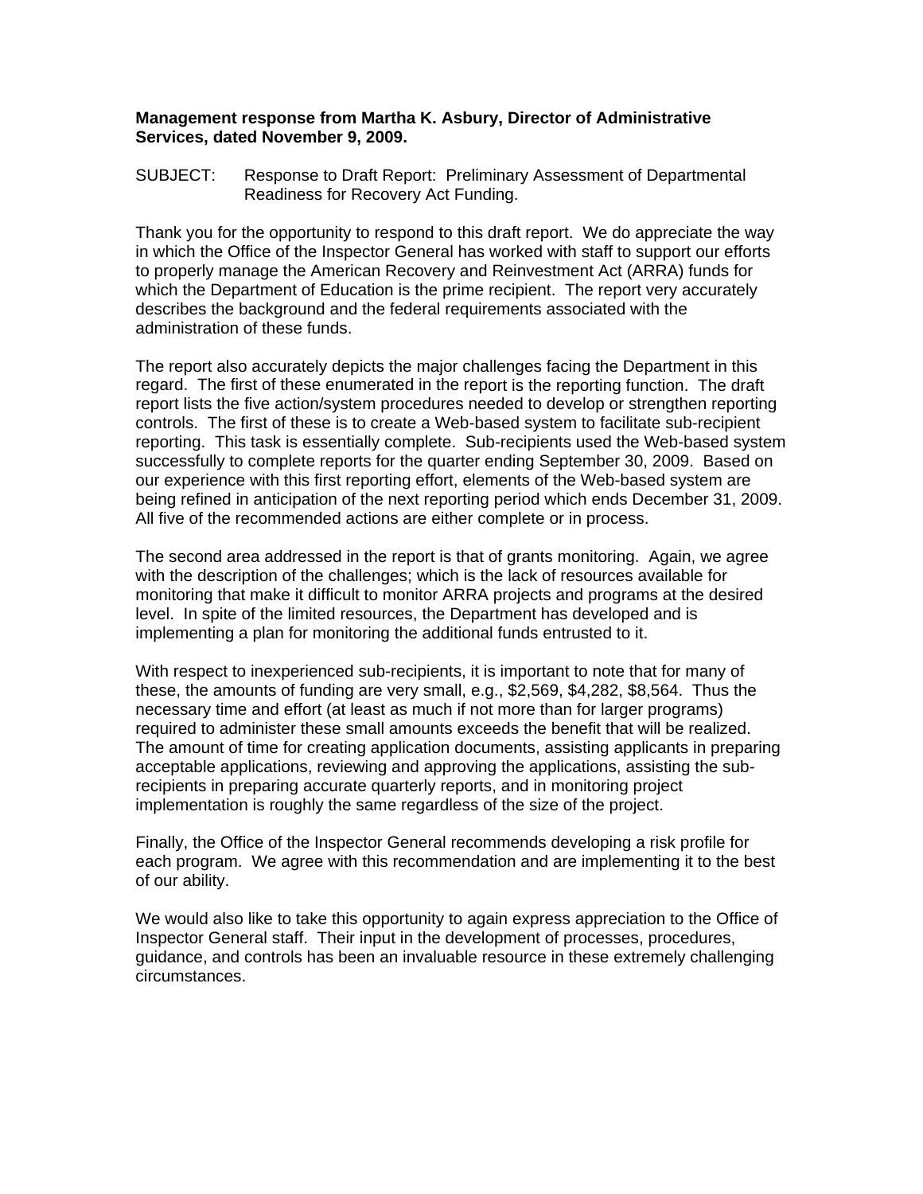**Management response from Martha K. Asbury, Director of Administrative Services, dated November 9, 2009.**

SUBJECT: Response to Draft Report: Preliminary Assessment of Departmental Readiness for Recovery Act Funding.

Thank you for the opportunity to respond to this draft report. We do appreciate the way in which the Office of the Inspector General has worked with staff to support our efforts to properly manage the American Recovery and Reinvestment Act (ARRA) funds for which the Department of Education is the prime recipient. The report very accurately describes the background and the federal requirements associated with the administration of these funds.

The report also accurately depicts the major challenges facing the Department in this regard. The first of these enumerated in the report is the reporting function. The draft report lists the five action/system procedures needed to develop or strengthen reporting controls. The first of these is to create a Web-based system to facilitate sub-recipient reporting. This task is essentially complete. Sub-recipients used the Web-based system successfully to complete reports for the quarter ending September 30, 2009. Based on our experience with this first reporting effort, elements of the Web-based system are being refined in anticipation of the next reporting period which ends December 31, 2009. All five of the recommended actions are either complete or in process.

The second area addressed in the report is that of grants monitoring. Again, we agree with the description of the challenges; which is the lack of resources available for monitoring that make it difficult to monitor ARRA projects and programs at the desired level. In spite of the limited resources, the Department has developed and is implementing a plan for monitoring the additional funds entrusted to it.

With respect to inexperienced sub-recipients, it is important to note that for many of these, the amounts of funding are very small, e.g., $2,569, $4,282, $8,564. Thus the necessary time and effort (at least as much if not more than for larger programs) required to administer these small amounts exceeds the benefit that will be realized. The amount of time for creating application documents, assisting applicants in preparing acceptable applications, reviewing and approving the applications, assisting the sub-recipients in preparing accurate quarterly reports, and in monitoring project implementation is roughly the same regardless of the size of the project.

Finally, the Office of the Inspector General recommends developing a risk profile for each program. We agree with this recommendation and are implementing it to the best of our ability.

We would also like to take this opportunity to again express appreciation to the Office of Inspector General staff. Their input in the development of processes, procedures, guidance, and controls has been an invaluable resource in these extremely challenging circumstances.